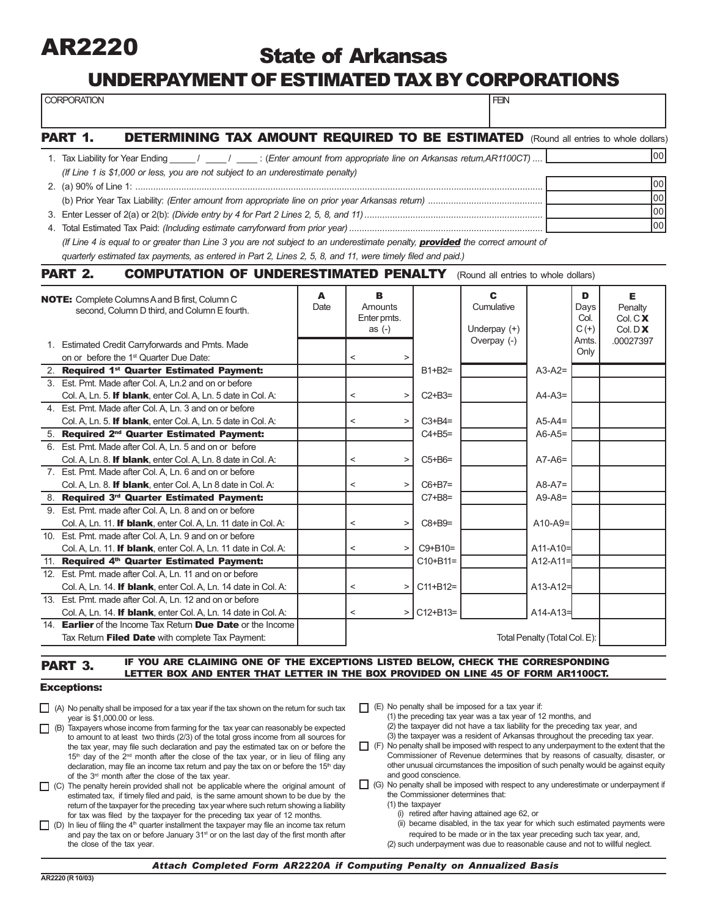# AR2220

## State of Arkansas

## UNDERPAYMENT OF ESTIMATED TAX BY CORPORATIONS

| CORPORATION | FEIN |
|---|---|
| | |

## PART 1. DETERMINING TAX AMOUNT REQUIRED TO BE ESTIMATED (Round all entries to whole dollars)

1. Tax Liability for Year Ending _____ / ____ / ____ : *(Enter amount from appropriate line on Arkansas return, AR1100CT)* .... | .00
   *(If Line 1 is $1,000 or less, you are not subject to an underestimate penalty)*
2. (a) 90% of Line 1: ........ | .00
   (b) Prior Year Tax Liability: *(Enter amount from appropriate line on prior year Arkansas return)* ........ | .00
3. Enter Lesser of 2(a) or 2(b): *(Divide entry by 4 for Part 2 Lines 2, 5, 8, and 11)* ........ | .00
4. Total Estimated Tax Paid: *(Including estimate carryforward from prior year)* ........ | .00

*(If Line 4 is equal to or greater than Line 3 you are not subject to an underestimate penalty, **provided** the correct amount of quarterly estimated tax payments, as entered in Part 2, Lines 2, 5, 8, and 11, were timely filed and paid.)*

## PART 2. COMPUTATION OF UNDERESTIMATED PENALTY (Round all entries to whole dollars)

**NOTE:** Complete Columns A and B first, Column C second, Column D third, and Column E fourth.

| | **A** Date | **B** Amounts Enter pmts. as (-) | | **C** Cumulative Underpay (+) Overpay (-) | | **D** Days Col. C (+) Amts. Only | **E** Penalty Col. C **X** Col. D **X** .00027397 |
|---|---|---|---|---|---|---|---|
| 1. Estimated Credit Carryforwards and Pmts. Made on or before the 1st Quarter Due Date: | | < > | | | | | |
| 2. **Required 1st Quarter Estimated Payment:** | | | B1+B2= | | A3-A2= | | |
| 3. Est. Pmt. Made after Col. A, Ln.2 and on or before Col. A, Ln. 5. **If blank**, enter Col. A, Ln. 5 date in Col. A: | | < > | C2+B3= | | A4-A3= | | |
| 4. Est. Pmt. Made after Col. A, Ln. 3 and on or before Col. A, Ln. 5. **If blank**, enter Col. A, Ln. 5 date in Col. A: | | < > | C3+B4= | | A5-A4= | | |
| 5. **Required 2nd Quarter Estimated Payment:** | | | C4+B5= | | A6-A5= | | |
| 6. Est. Pmt. Made after Col. A, Ln. 5 and on or before Col. A, Ln. 8. **If blank**, enter Col. A, Ln. 8 date in Col. A: | | < > | C5+B6= | | A7-A6= | | |
| 7. Est. Pmt. Made after Col. A, Ln. 6 and on or before Col. A, Ln. 8. **If blank**, enter Col. A, Ln 8 date in Col. A: | | < > | C6+B7= | | A8-A7= | | |
| 8. **Required 3rd Quarter Estimated Payment:** | | | C7+B8= | | A9-A8= | | |
| 9. Est. Pmt. made after Col. A, Ln. 8 and on or before Col. A, Ln. 11. **If blank**, enter Col. A, Ln. 11 date in Col. A: | | < > | C8+B9= | | A10-A9= | | |
| 10. Est. Pmt. made after Col. A, Ln. 9 and on or before Col. A, Ln. 11. **If blank**, enter Col. A, Ln. 11 date in Col. A: | | < > | C9+B10= | | A11-A10= | | |
| 11. **Required 4th Quarter Estimated Payment:** | | | C10+B11= | | A12-A11= | | |
| 12. Est. Pmt. made after Col. A, Ln. 11 and on or before Col. A, Ln. 14. **If blank**, enter Col. A, Ln. 14 date in Col. A: | | < > | C11+B12= | | A13-A12= | | |
| 13. Est. Pmt. made after Col. A, Ln. 12 and on or before Col. A, Ln. 14. **If blank**, enter Col. A, Ln. 14 date in Col. A: | | < > | C12+B13= | | A14-A13= | | |
| 14. **Earlier** of the Income Tax Return **Due Date** or the Income Tax Return **Filed Date** with complete Tax Payment: | | | | | Total Penalty (Total Col. E): | | |

## PART 3. IF YOU ARE CLAIMING ONE OF THE EXCEPTIONS LISTED BELOW, CHECK THE CORRESPONDING LETTER BOX AND ENTER THAT LETTER IN THE BOX PROVIDED ON LINE 45 OF FORM AR1100CT.

### Exceptions:

- ☐ (A) No penalty shall be imposed for a tax year if the tax shown on the return for such tax year is $1,000.00 or less.
- ☐ (B) Taxpayers whose income from farming for the tax year can reasonably be expected to amount to at least two thirds (2/3) of the total gross income from all sources for the tax year, may file such declaration and pay the estimated tax on or before the 15th day of the 2nd month after the close of the tax year, or in lieu of filing any declaration, may file an income tax return and pay the tax on or before the 15th day of the 3rd month after the close of the tax year.
- ☐ (C) The penalty herein provided shall not be applicable where the original amount of estimated tax, if timely filed and paid, is the same amount shown to be due by the return of the taxpayer for the preceding tax year where such return showing a liability for tax was filed by the taxpayer for the preceding tax year of 12 months.
- ☐ (D) In lieu of filing the 4th quarter installment the taxpayer may file an income tax return and pay the tax on or before January 31st or on the last day of the first month after the close of the tax year.
- ☐ (E) No penalty shall be imposed for a tax year if:
  - (1) the preceding tax year was a tax year of 12 months, and
  - (2) the taxpayer did not have a tax liability for the preceding tax year, and
  - (3) the taxpayer was a resident of Arkansas throughout the preceding tax year.
- ☐ (F) No penalty shall be imposed with respect to any underpayment to the extent that the Commissioner of Revenue determines that by reasons of casualty, disaster, or other unusual circumstances the imposition of such penalty would be against equity and good conscience.
- ☐ (G) No penalty shall be imposed with respect to any underestimate or underpayment if the Commissioner determines that:
  - (1) the taxpayer
    - (i) retired after having attained age 62, or
    - (ii) became disabled, in the tax year for which such estimated payments were required to be made or in the tax year preceding such tax year, and,
  - (2) such underpayment was due to reasonable cause and not to willful neglect.

***Attach Completed Form AR2220A if Computing Penalty on Annualized Basis***

AR2220 (R 10/03)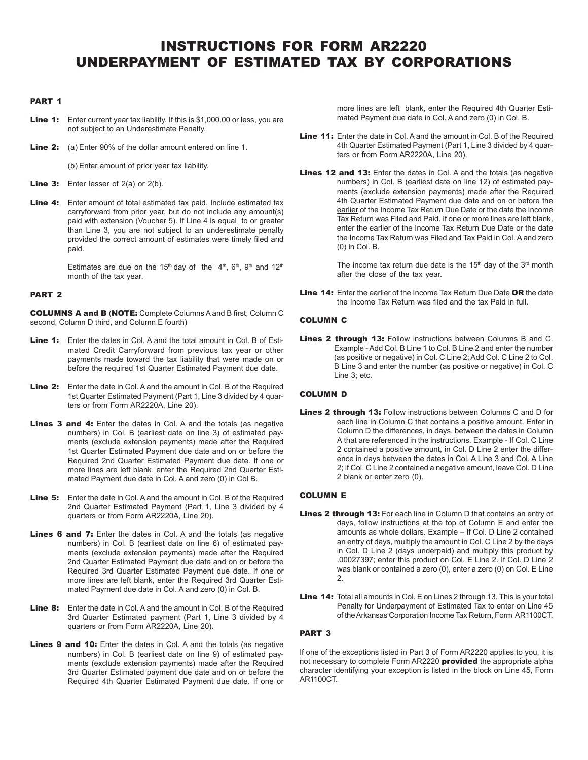# INSTRUCTIONS FOR FORM AR2220
# UNDERPAYMENT OF ESTIMATED TAX BY CORPORATIONS

## PART 1

**Line 1:** Enter current year tax liability. If this is $1,000.00 or less, you are not subject to an Underestimate Penalty.

**Line 2:** (a) Enter 90% of the dollar amount entered on line 1.

(b) Enter amount of prior year tax liability.

**Line 3:** Enter lesser of 2(a) or 2(b).

**Line 4:** Enter amount of total estimated tax paid. Include estimated tax carryforward from prior year, but do not include any amount(s) paid with extension (Voucher 5). If Line 4 is equal to or greater than Line 3, you are not subject to an underestimate penalty provided the correct amount of estimates were timely filed and paid.

Estimates are due on the 15th day of the 4th, 6th, 9th and 12th month of the tax year.

## PART 2

**COLUMNS A and B** (**NOTE:** Complete Columns A and B first, Column C second, Column D third, and Column E fourth)

**Line 1:** Enter the dates in Col. A and the total amount in Col. B of Estimated Credit Carryforward from previous tax year or other payments made toward the tax liability that were made on or before the required 1st Quarter Estimated Payment due date.

**Line 2:** Enter the date in Col. A and the amount in Col. B of the Required 1st Quarter Estimated Payment (Part 1, Line 3 divided by 4 quarters or from Form AR2220A, Line 20).

**Lines 3 and 4:** Enter the dates in Col. A and the totals (as negative numbers) in Col. B (earliest date on line 3) of estimated payments (exclude extension payments) made after the Required 1st Quarter Estimated Payment due date and on or before the Required 2nd Quarter Estimated Payment due date. If one or more lines are left blank, enter the Required 2nd Quarter Estimated Payment due date in Col. A and zero (0) in Col B.

**Line 5:** Enter the date in Col. A and the amount in Col. B of the Required 2nd Quarter Estimated Payment (Part 1, Line 3 divided by 4 quarters or from Form AR2220A, Line 20).

**Lines 6 and 7:** Enter the dates in Col. A and the totals (as negative numbers) in Col. B (earliest date on line 6) of estimated payments (exclude extension payments) made after the Required 2nd Quarter Estimated Payment due date and on or before the Required 3rd Quarter Estimated Payment due date. If one or more lines are left blank, enter the Required 3rd Quarter Estimated Payment due date in Col. A and zero (0) in Col. B.

**Line 8:** Enter the date in Col. A and the amount in Col. B of the Required 3rd Quarter Estimated payment (Part 1, Line 3 divided by 4 quarters or from Form AR2220A, Line 20).

**Lines 9 and 10:** Enter the dates in Col. A and the totals (as negative numbers) in Col. B (earliest date on line 9) of estimated payments (exclude extension payments) made after the Required 3rd Quarter Estimated payment due date and on or before the Required 4th Quarter Estimated Payment due date. If one or more lines are left blank, enter the Required 4th Quarter Estimated Payment due date in Col. A and zero (0) in Col. B.

**Line 11:** Enter the date in Col. A and the amount in Col. B of the Required 4th Quarter Estimated Payment (Part 1, Line 3 divided by 4 quarters or from Form AR2220A, Line 20).

**Lines 12 and 13:** Enter the dates in Col. A and the totals (as negative numbers) in Col. B (earliest date on line 12) of estimated payments (exclude extension payments) made after the Required 4th Quarter Estimated Payment due date and on or before the earlier of the Income Tax Return Due Date or the date the Income Tax Return was Filed and Paid. If one or more lines are left blank, enter the earlier of the Income Tax Return Due Date or the date the Income Tax Return was Filed and Tax Paid in Col. A and zero (0) in Col. B.

The income tax return due date is the 15th day of the 3rd month after the close of the tax year.

**Line 14:** Enter the earlier of the Income Tax Return Due Date **OR** the date the Income Tax Return was filed and the tax Paid in full.

### COLUMN C

**Lines 2 through 13:** Follow instructions between Columns B and C. Example - Add Col. B Line 1 to Col. B Line 2 and enter the number (as positive or negative) in Col. C Line 2; Add Col. C Line 2 to Col. B Line 3 and enter the number (as positive or negative) in Col. C Line 3; etc.

### COLUMN D

**Lines 2 through 13:** Follow instructions between Columns C and D for each line in Column C that contains a positive amount. Enter in Column D the differences, in days, between the dates in Column A that are referenced in the instructions. Example - If Col. C Line 2 contained a positive amount, in Col. D Line 2 enter the difference in days between the dates in Col. A Line 3 and Col. A Line 2; if Col. C Line 2 contained a negative amount, leave Col. D Line 2 blank or enter zero (0).

### COLUMN E

**Lines 2 through 13:** For each line in Column D that contains an entry of days, follow instructions at the top of Column E and enter the amounts as whole dollars. Example – If Col. D Line 2 contained an entry of days, multiply the amount in Col. C Line 2 by the days in Col. D Line 2 (days underpaid) and multiply this product by .00027397; enter this product on Col. E Line 2. If Col. D Line 2 was blank or contained a zero (0), enter a zero (0) on Col. E Line 2.

**Line 14:** Total all amounts in Col. E on Lines 2 through 13. This is your total Penalty for Underpayment of Estimated Tax to enter on Line 45 of the Arkansas Corporation Income Tax Return, Form AR1100CT.

## PART 3

If one of the exceptions listed in Part 3 of Form AR2220 applies to you, it is not necessary to complete Form AR2220 **provided** the appropriate alpha character identifying your exception is listed in the block on Line 45, Form AR1100CT.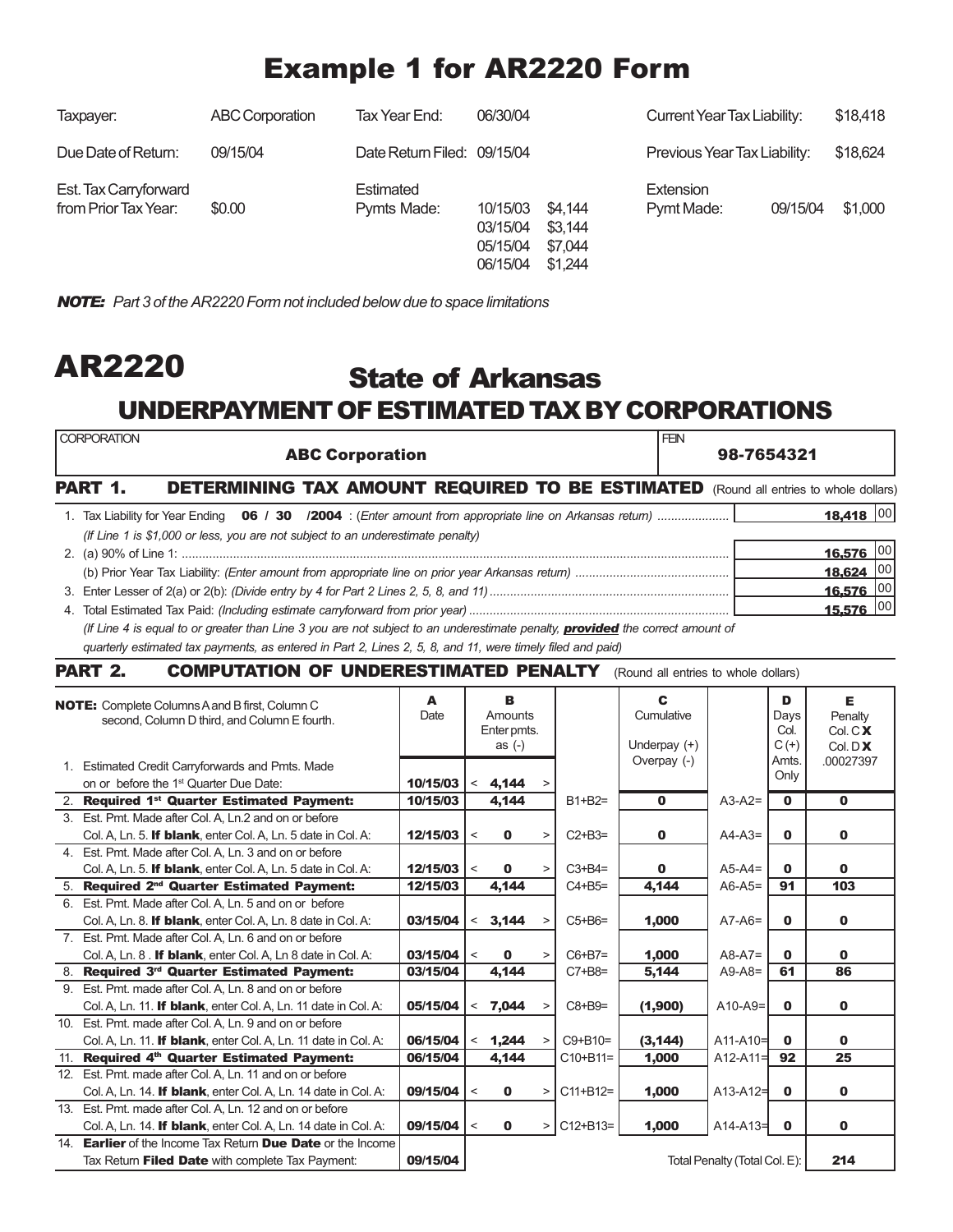# Example 1 for AR2220 Form

| | | | | | |
|---|---|---|---|---|---|
| Taxpayer: | ABC Corporation | Tax Year End: | 06/30/04 | Current Year Tax Liability: | $18,418 |
| Due Date of Return: | 09/15/04 | Date Return Filed: | 09/15/04 | Previous Year Tax Liability: | $18,624 |
| Est. Tax Carryforward from Prior Tax Year: | $0.00 | Estimated Pymts Made: | 10/15/03 $4,144<br>03/15/04 $3,144<br>05/15/04 $7,044<br>06/15/04 $1,244 | Extension Pymt Made: 09/15/04 | $1,000 |

***NOTE:*** *Part 3 of the AR2220 Form not included below due to space limitations*

# AR2220

## State of Arkansas

## UNDERPAYMENT OF ESTIMATED TAX BY CORPORATIONS

| CORPORATION | FEIN |
|---|---|
| **ABC Corporation** | **98-7654321** |

### PART 1. DETERMINING TAX AMOUNT REQUIRED TO BE ESTIMATED (Round all entries to whole dollars)

| | |
|---|---|
| 1. Tax Liability for Year Ending **06 / 30 /2004** : *(Enter amount from appropriate line on Arkansas return)* | **18,418** 00 |
| *(If Line 1 is $1,000 or less, you are not subject to an underestimate penalty)* | |
| 2. (a) 90% of Line 1: | **16,576** 00 |
| (b) Prior Year Tax Liability: *(Enter amount from appropriate line on prior year Arkansas return)* | **18,624** 00 |
| 3. Enter Lesser of 2(a) or 2(b): *(Divide entry by 4 for Part 2 Lines 2, 5, 8, and 11)* | **16,576** 00 |
| 4. Total Estimated Tax Paid: *(Including estimate carryforward from prior year)* | **15,576** 00 |

*(If Line 4 is equal to or greater than Line 3 you are not subject to an underestimate penalty, **provided** the correct amount of quarterly estimated tax payments, as entered in Part 2, Lines 2, 5, 8, and 11, were timely filed and paid)*

### PART 2. COMPUTATION OF UNDERESTIMATED PENALTY (Round all entries to whole dollars)

| **NOTE:** Complete Columns A and B first, Column C second, Column D third, and Column E fourth. | A Date | B Amounts Enter pmts. as (-) | | C Cumulative Underpay (+) Overpay (-) | | D Days Col. C (+) Amts. Only | E Penalty Col. C **X** Col. D **X** .00027397 |
|---|---|---|---|---|---|---|---|
| 1. Estimated Credit Carryforwards and Pmts. Made on or before the 1st Quarter Due Date: | **10/15/03** | < **4,144** > | | | | | |
| 2. **Required 1st Quarter Estimated Payment:** | **10/15/03** | **4,144** | B1+B2= | **0** | A3-A2= | **0** | **0** |
| 3. Est. Pmt. Made after Col. A, Ln.2 and on or before Col. A, Ln. 5. **If blank**, enter Col. A, Ln. 5 date in Col. A: | **12/15/03** | < **0** > | C2+B3= | **0** | A4-A3= | **0** | **0** |
| 4. Est. Pmt. Made after Col. A, Ln. 3 and on or before Col. A, Ln. 5. **If blank**, enter Col. A, Ln. 5 date in Col. A: | **12/15/03** | < **0** > | C3+B4= | **0** | A5-A4= | **0** | **0** |
| 5. **Required 2nd Quarter Estimated Payment:** | **12/15/03** | **4,144** | C4+B5= | **4,144** | A6-A5= | **91** | **103** |
| 6. Est. Pmt. Made after Col. A, Ln. 5 and on or before Col. A, Ln. 8. **If blank**, enter Col. A, Ln. 8 date in Col. A: | **03/15/04** | < **3,144** > | C5+B6= | **1,000** | A7-A6= | **0** | **0** |
| 7. Est. Pmt. Made after Col. A, Ln. 6 and on or before Col. A, Ln. 8 . **If blank**, enter Col. A, Ln 8 date in Col. A: | **03/15/04** | < **0** > | C6+B7= | **1,000** | A8-A7= | **0** | **0** |
| 8. **Required 3rd Quarter Estimated Payment:** | **03/15/04** | **4,144** | C7+B8= | **5,144** | A9-A8= | **61** | **86** |
| 9. Est. Pmt. made after Col. A, Ln. 8 and on or before Col. A, Ln. 11. **If blank**, enter Col. A, Ln. 11 date in Col. A: | **05/15/04** | < **7,044** > | C8+B9= | **(1,900)** | A10-A9= | **0** | **0** |
| 10. Est. Pmt. made after Col. A, Ln. 9 and on or before Col. A, Ln. 11. **If blank**, enter Col. A, Ln. 11 date in Col. A: | **06/15/04** | < **1,244** > | C9+B10= | **(3,144)** | A11-A10= | **0** | **0** |
| 11. **Required 4th Quarter Estimated Payment:** | **06/15/04** | **4,144** | C10+B11= | **1,000** | A12-A11= | **92** | **25** |
| 12. Est. Pmt. made after Col. A, Ln. 11 and on or before Col. A, Ln. 14. **If blank**, enter Col. A, Ln. 14 date in Col. A: | **09/15/04** | < **0** > | C11+B12= | **1,000** | A13-A12= | **0** | **0** |
| 13. Est. Pmt. made after Col. A, Ln. 12 and on or before Col. A, Ln. 14. **If blank**, enter Col. A, Ln. 14 date in Col. A: | **09/15/04** | < **0** > | C12+B13= | **1,000** | A14-A13= | **0** | **0** |
| 14. **Earlier** of the Income Tax Return **Due Date** or the Income Tax Return **Filed Date** with complete Tax Payment: | **09/15/04** | | | | Total Penalty (Total Col. E): | | **214** |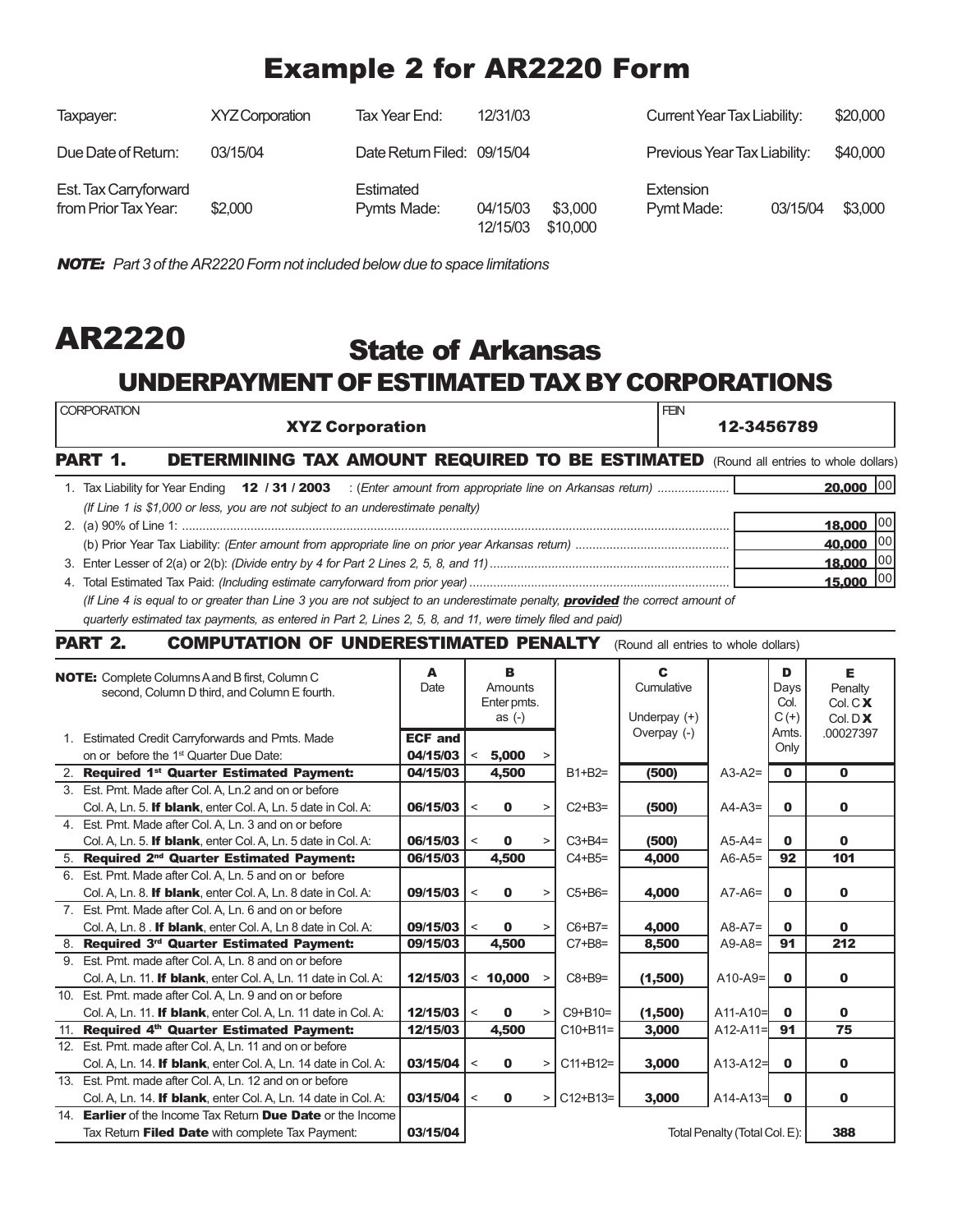# Example 2 for AR2220 Form

| | | | | | | | |
|---|---|---|---|---|---|---|---|
| Taxpayer: | XYZ Corporation | Tax Year End: | 12/31/03 | | Current Year Tax Liability: | | $20,000 |
| Due Date of Return: | 03/15/04 | Date Return Filed: | 09/15/04 | | Previous Year Tax Liability: | | $40,000 |
| Est. Tax Carryforward from Prior Tax Year: | $2,000 | Estimated Pymts Made: | 04/15/03<br>12/15/03 | $3,000<br>$10,000 | Extension Pymt Made: | 03/15/04 | $3,000 |

***NOTE:*** *Part 3 of the AR2220 Form not included below due to space limitations*

# AR2220

## State of Arkansas

## UNDERPAYMENT OF ESTIMATED TAX BY CORPORATIONS

| CORPORATION | FEIN |
|---|---|
| **XYZ Corporation** | **12-3456789** |

### PART 1. DETERMINING TAX AMOUNT REQUIRED TO BE ESTIMATED (Round all entries to whole dollars)

| | |
|---|---|
| 1. Tax Liability for Year Ending **12 / 31 / 2003** : *(Enter amount from appropriate line on Arkansas return)* .....................<br>*(If Line 1 is $1,000 or less, you are not subject to an underestimate penalty)* | **20,000** 00 |
| 2. (a) 90% of Line 1: .................. | **18,000** 00 |
| (b) Prior Year Tax Liability: *(Enter amount from appropriate line on prior year Arkansas return)* .................. | **40,000** 00 |
| 3. Enter Lesser of 2(a) or 2(b): *(Divide entry by 4 for Part 2 Lines 2, 5, 8, and 11)* .................. | **18,000** 00 |
| 4. Total Estimated Tax Paid: *(Including estimate carryforward from prior year)* .................. | **15,000** 00 |

*(If Line 4 is equal to or greater than Line 3 you are not subject to an underestimate penalty,* ***provided*** *the correct amount of quarterly estimated tax payments, as entered in Part 2, Lines 2, 5, 8, and 11, were timely filed and paid)*

### PART 2. COMPUTATION OF UNDERESTIMATED PENALTY (Round all entries to whole dollars)

| **NOTE:** Complete Columns A and B first, Column C second, Column D third, and Column E fourth. | **A** Date | **B** Amounts Enter pmts. as (-) | | **C** Cumulative Underpay (+) Overpay (-) | | **D** Days Col. C (+) Amts. Only | **E** Penalty Col. C **X** Col. D **X** .00027397 |
|---|---|---|---|---|---|---|---|
| 1. Estimated Credit Carryforwards and Pmts. Made on or before the 1st Quarter Due Date: | **ECF and 04/15/03** | < **5,000** > | | | | | |
| 2. **Required 1st Quarter Estimated Payment:** | **04/15/03** | **4,500** | B1+B2= | **(500)** | A3-A2= | **0** | **0** |
| 3. Est. Pmt. Made after Col. A, Ln.2 and on or before Col. A, Ln. 5. **If blank**, enter Col. A, Ln. 5 date in Col. A: | **06/15/03** | < **0** > | C2+B3= | **(500)** | A4-A3= | **0** | **0** |
| 4. Est. Pmt. Made after Col. A, Ln. 3 and on or before Col. A, Ln. 5. **If blank**, enter Col. A, Ln. 5 date in Col. A: | **06/15/03** | < **0** > | C3+B4= | **(500)** | A5-A4= | **0** | **0** |
| 5. **Required 2nd Quarter Estimated Payment:** | **06/15/03** | **4,500** | C4+B5= | **4,000** | A6-A5= | **92** | **101** |
| 6. Est. Pmt. Made after Col. A, Ln. 5 and on or before Col. A, Ln. 8. **If blank**, enter Col. A, Ln. 8 date in Col. A: | **09/15/03** | < **0** > | C5+B6= | **4,000** | A7-A6= | **0** | **0** |
| 7. Est. Pmt. Made after Col. A, Ln. 6 and on or before Col. A, Ln. 8 . **If blank**, enter Col. A, Ln 8 date in Col. A: | **09/15/03** | < **0** > | C6+B7= | **4,000** | A8-A7= | **0** | **0** |
| 8. **Required 3rd Quarter Estimated Payment:** | **09/15/03** | **4,500** | C7+B8= | **8,500** | A9-A8= | **91** | **212** |
| 9. Est. Pmt. made after Col. A, Ln. 8 and on or before Col. A, Ln. 11. **If blank**, enter Col. A, Ln. 11 date in Col. A: | **12/15/03** | < **10,000** > | C8+B9= | **(1,500)** | A10-A9= | **0** | **0** |
| 10. Est. Pmt. made after Col. A, Ln. 9 and on or before Col. A, Ln. 11. **If blank**, enter Col. A, Ln. 11 date in Col. A: | **12/15/03** | < **0** > | C9+B10= | **(1,500)** | A11-A10= | **0** | **0** |
| 11. **Required 4th Quarter Estimated Payment:** | **12/15/03** | **4,500** | C10+B11= | **3,000** | A12-A11= | **91** | **75** |
| 12. Est. Pmt. made after Col. A, Ln. 11 and on or before Col. A, Ln. 14. **If blank**, enter Col. A, Ln. 14 date in Col. A: | **03/15/04** | < **0** > | C11+B12= | **3,000** | A13-A12= | **0** | **0** |
| 13. Est. Pmt. made after Col. A, Ln. 12 and on or before Col. A, Ln. 14. **If blank**, enter Col. A, Ln. 14 date in Col. A: | **03/15/04** | < **0** > | C12+B13= | **3,000** | A14-A13= | **0** | **0** |
| 14. **Earlier** of the Income Tax Return **Due Date** or the Income Tax Return **Filed Date** with complete Tax Payment: | **03/15/04** | | | | Total Penalty (Total Col. E): | | **388** |